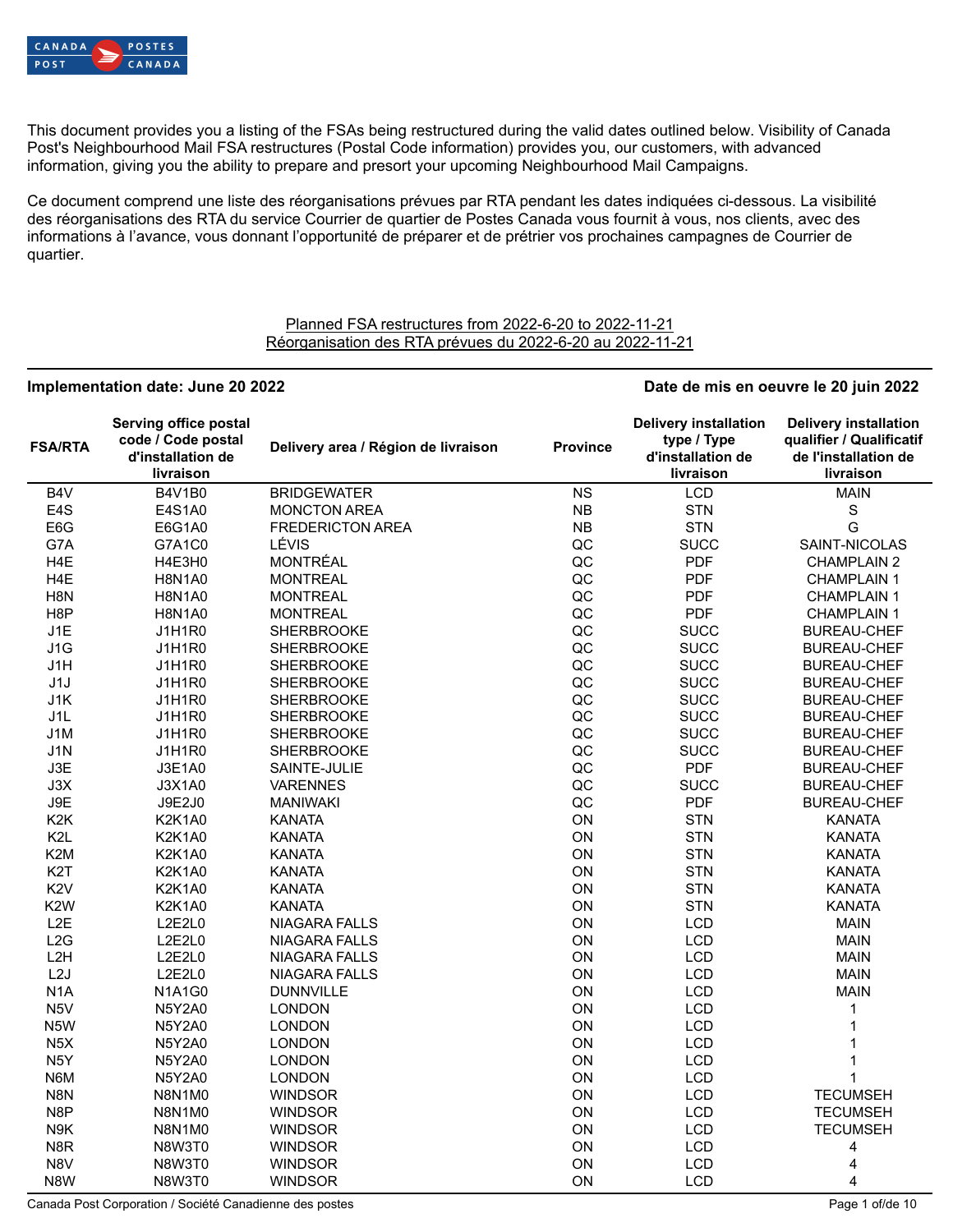This document provides you a listing of the FSAs being restructured during the valid dates outlined below. Visibility of Canada Post's Neighbourhood Mail FSA restructures (Postal Code information) provides you, our customers, with advanced information, giving you the ability to prepare and presort your upcoming Neighbourhood Mail Campaigns.

Ce document comprend une liste des réorganisations prévues par RTA pendant les dates indiquées ci-dessous. La visibilité des réorganisations des RTA du service Courrier de quartier de Postes Canada vous fournit à vous, nos clients, avec des informations à l'avance, vous donnant l'opportunité de préparer et de prétrier vos prochaines campagnes de Courrier de quartier.

Planned FSA restructures from 2022-6-20 to 2022-11-21
Réorganisation des RTA prévues du 2022-6-20 au 2022-11-21

**Implementation date: June 20 2022** — **Date de mis en oeuvre le 20 juin 2022**

| FSA/RTA | Serving office postal code / Code postal d'installation de livraison | Delivery area / Région de livraison | Province | Delivery installation type / Type d'installation de livraison | Delivery installation qualifier / Qualificatif de l'installation de livraison |
|---|---|---|---|---|---|
| B4V | B4V1B0 | BRIDGEWATER | NS | LCD | MAIN |
| E4S | E4S1A0 | MONCTON AREA | NB | STN | S |
| E6G | E6G1A0 | FREDERICTON AREA | NB | STN | G |
| G7A | G7A1C0 | LÉVIS | QC | SUCC | SAINT-NICOLAS |
| H4E | H4E3H0 | MONTRÉAL | QC | PDF | CHAMPLAIN 2 |
| H4E | H8N1A0 | MONTREAL | QC | PDF | CHAMPLAIN 1 |
| H8N | H8N1A0 | MONTREAL | QC | PDF | CHAMPLAIN 1 |
| H8P | H8N1A0 | MONTREAL | QC | PDF | CHAMPLAIN 1 |
| J1E | J1H1R0 | SHERBROOKE | QC | SUCC | BUREAU-CHEF |
| J1G | J1H1R0 | SHERBROOKE | QC | SUCC | BUREAU-CHEF |
| J1H | J1H1R0 | SHERBROOKE | QC | SUCC | BUREAU-CHEF |
| J1J | J1H1R0 | SHERBROOKE | QC | SUCC | BUREAU-CHEF |
| J1K | J1H1R0 | SHERBROOKE | QC | SUCC | BUREAU-CHEF |
| J1L | J1H1R0 | SHERBROOKE | QC | SUCC | BUREAU-CHEF |
| J1M | J1H1R0 | SHERBROOKE | QC | SUCC | BUREAU-CHEF |
| J1N | J1H1R0 | SHERBROOKE | QC | SUCC | BUREAU-CHEF |
| J3E | J3E1A0 | SAINTE-JULIE | QC | PDF | BUREAU-CHEF |
| J3X | J3X1A0 | VARENNES | QC | SUCC | BUREAU-CHEF |
| J9E | J9E2J0 | MANIWAKI | QC | PDF | BUREAU-CHEF |
| K2K | K2K1A0 | KANATA | ON | STN | KANATA |
| K2L | K2K1A0 | KANATA | ON | STN | KANATA |
| K2M | K2K1A0 | KANATA | ON | STN | KANATA |
| K2T | K2K1A0 | KANATA | ON | STN | KANATA |
| K2V | K2K1A0 | KANATA | ON | STN | KANATA |
| K2W | K2K1A0 | KANATA | ON | STN | KANATA |
| L2E | L2E2L0 | NIAGARA FALLS | ON | LCD | MAIN |
| L2G | L2E2L0 | NIAGARA FALLS | ON | LCD | MAIN |
| L2H | L2E2L0 | NIAGARA FALLS | ON | LCD | MAIN |
| L2J | L2E2L0 | NIAGARA FALLS | ON | LCD | MAIN |
| N1A | N1A1G0 | DUNNVILLE | ON | LCD | MAIN |
| N5V | N5Y2A0 | LONDON | ON | LCD | 1 |
| N5W | N5Y2A0 | LONDON | ON | LCD | 1 |
| N5X | N5Y2A0 | LONDON | ON | LCD | 1 |
| N5Y | N5Y2A0 | LONDON | ON | LCD | 1 |
| N6M | N5Y2A0 | LONDON | ON | LCD | 1 |
| N8N | N8N1M0 | WINDSOR | ON | LCD | TECUMSEH |
| N8P | N8N1M0 | WINDSOR | ON | LCD | TECUMSEH |
| N9K | N8N1M0 | WINDSOR | ON | LCD | TECUMSEH |
| N8R | N8W3T0 | WINDSOR | ON | LCD | 4 |
| N8V | N8W3T0 | WINDSOR | ON | LCD | 4 |
| N8W | N8W3T0 | WINDSOR | ON | LCD | 4 |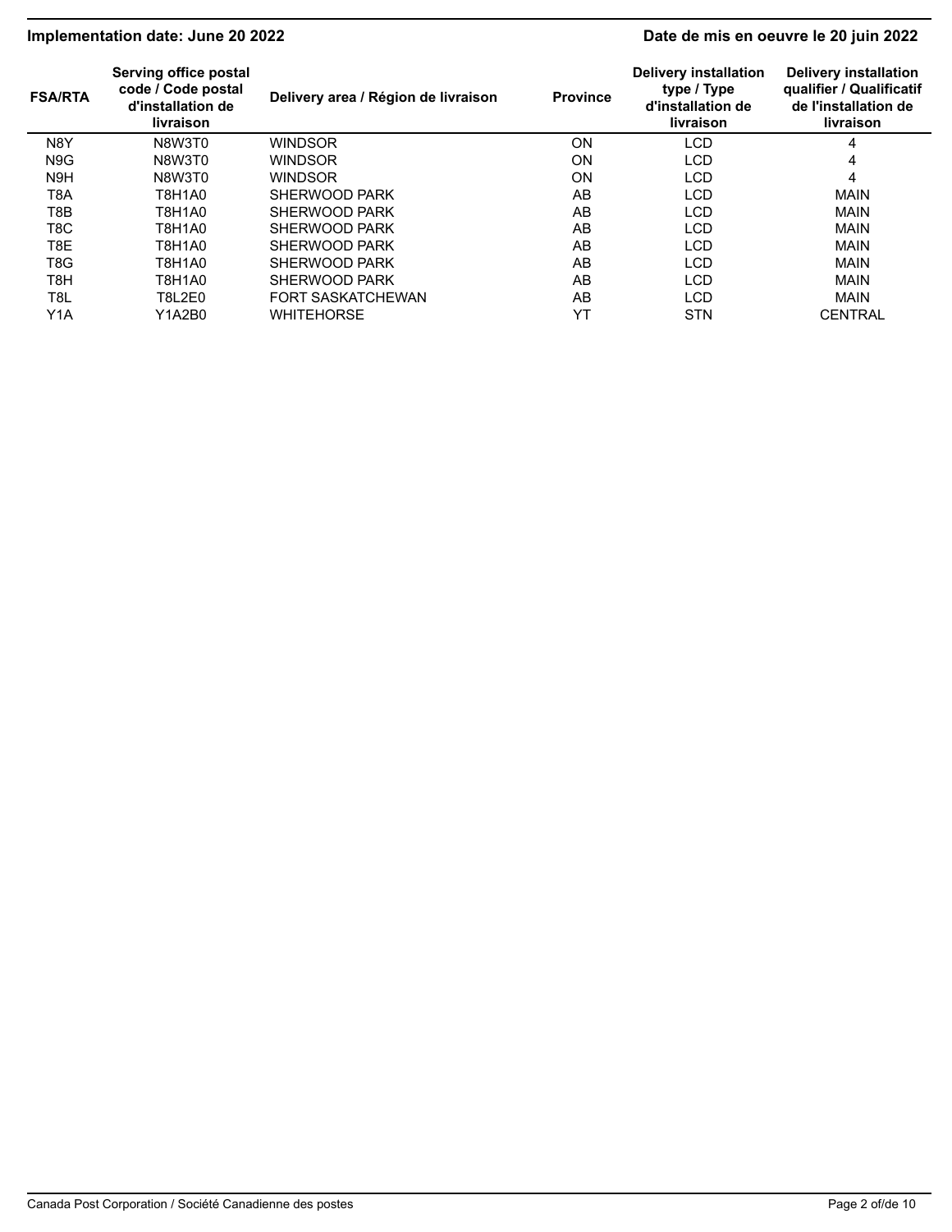**Implementation date: June 20 2022** | **Date de mis en oeuvre le 20 juin 2022**

| FSA/RTA | Serving office postal code / Code postal d'installation de livraison | Delivery area / Région de livraison | Province | Delivery installation type / Type d'installation de livraison | Delivery installation qualifier / Qualificatif de l'installation de livraison |
|---|---|---|---|---|---|
| N8Y | N8W3T0 | WINDSOR | ON | LCD | 4 |
| N9G | N8W3T0 | WINDSOR | ON | LCD | 4 |
| N9H | N8W3T0 | WINDSOR | ON | LCD | 4 |
| T8A | T8H1A0 | SHERWOOD PARK | AB | LCD | MAIN |
| T8B | T8H1A0 | SHERWOOD PARK | AB | LCD | MAIN |
| T8C | T8H1A0 | SHERWOOD PARK | AB | LCD | MAIN |
| T8E | T8H1A0 | SHERWOOD PARK | AB | LCD | MAIN |
| T8G | T8H1A0 | SHERWOOD PARK | AB | LCD | MAIN |
| T8H | T8H1A0 | SHERWOOD PARK | AB | LCD | MAIN |
| T8L | T8L2E0 | FORT SASKATCHEWAN | AB | LCD | MAIN |
| Y1A | Y1A2B0 | WHITEHORSE | YT | STN | CENTRAL |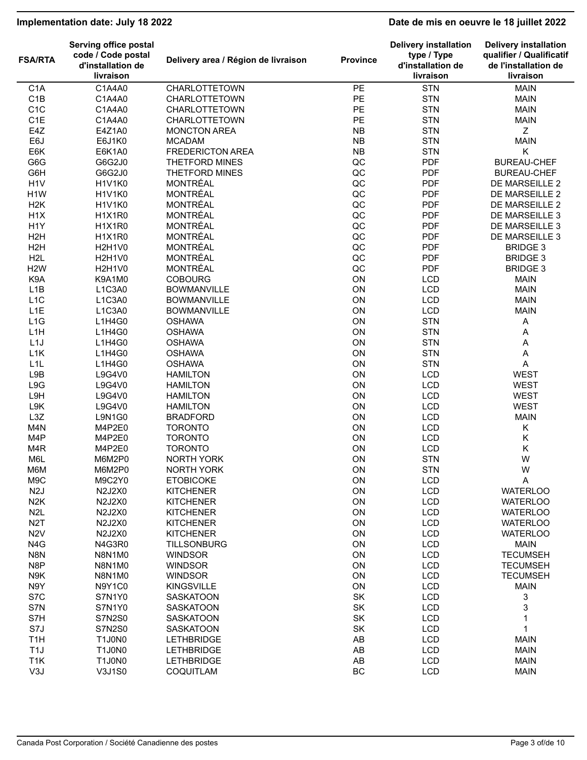**Implementation date: July 18 2022** | **Date de mis en oeuvre le 18 juillet 2022**

| FSA/RTA | Serving office postal code / Code postal d'installation de livraison | Delivery area / Région de livraison | Province | Delivery installation type / Type d'installation de livraison | Delivery installation qualifier / Qualificatif de l'installation de livraison |
|---|---|---|---|---|---|
| C1A | C1A4A0 | CHARLOTTETOWN | PE | STN | MAIN |
| C1B | C1A4A0 | CHARLOTTETOWN | PE | STN | MAIN |
| C1C | C1A4A0 | CHARLOTTETOWN | PE | STN | MAIN |
| C1E | C1A4A0 | CHARLOTTETOWN | PE | STN | MAIN |
| E4Z | E4Z1A0 | MONCTON AREA | NB | STN | Z |
| E6J | E6J1K0 | MCADAM | NB | STN | MAIN |
| E6K | E6K1A0 | FREDERICTON AREA | NB | STN | K |
| G6G | G6G2J0 | THETFORD MINES | QC | PDF | BUREAU-CHEF |
| G6H | G6G2J0 | THETFORD MINES | QC | PDF | BUREAU-CHEF |
| H1V | H1V1K0 | MONTRÉAL | QC | PDF | DE MARSEILLE 2 |
| H1W | H1V1K0 | MONTRÉAL | QC | PDF | DE MARSEILLE 2 |
| H2K | H1V1K0 | MONTRÉAL | QC | PDF | DE MARSEILLE 2 |
| H1X | H1X1R0 | MONTRÉAL | QC | PDF | DE MARSEILLE 3 |
| H1Y | H1X1R0 | MONTRÉAL | QC | PDF | DE MARSEILLE 3 |
| H2H | H1X1R0 | MONTRÉAL | QC | PDF | DE MARSEILLE 3 |
| H2H | H2H1V0 | MONTRÉAL | QC | PDF | BRIDGE 3 |
| H2L | H2H1V0 | MONTRÉAL | QC | PDF | BRIDGE 3 |
| H2W | H2H1V0 | MONTRÉAL | QC | PDF | BRIDGE 3 |
| K9A | K9A1M0 | COBOURG | ON | LCD | MAIN |
| L1B | L1C3A0 | BOWMANVILLE | ON | LCD | MAIN |
| L1C | L1C3A0 | BOWMANVILLE | ON | LCD | MAIN |
| L1E | L1C3A0 | BOWMANVILLE | ON | LCD | MAIN |
| L1G | L1H4G0 | OSHAWA | ON | STN | A |
| L1H | L1H4G0 | OSHAWA | ON | STN | A |
| L1J | L1H4G0 | OSHAWA | ON | STN | A |
| L1K | L1H4G0 | OSHAWA | ON | STN | A |
| L1L | L1H4G0 | OSHAWA | ON | STN | A |
| L9B | L9G4V0 | HAMILTON | ON | LCD | WEST |
| L9G | L9G4V0 | HAMILTON | ON | LCD | WEST |
| L9H | L9G4V0 | HAMILTON | ON | LCD | WEST |
| L9K | L9G4V0 | HAMILTON | ON | LCD | WEST |
| L3Z | L9N1G0 | BRADFORD | ON | LCD | MAIN |
| M4N | M4P2E0 | TORONTO | ON | LCD | K |
| M4P | M4P2E0 | TORONTO | ON | LCD | K |
| M4R | M4P2E0 | TORONTO | ON | LCD | K |
| M6L | M6M2P0 | NORTH YORK | ON | STN | W |
| M6M | M6M2P0 | NORTH YORK | ON | STN | W |
| M9C | M9C2Y0 | ETOBICOKE | ON | LCD | A |
| N2J | N2J2X0 | KITCHENER | ON | LCD | WATERLOO |
| N2K | N2J2X0 | KITCHENER | ON | LCD | WATERLOO |
| N2L | N2J2X0 | KITCHENER | ON | LCD | WATERLOO |
| N2T | N2J2X0 | KITCHENER | ON | LCD | WATERLOO |
| N2V | N2J2X0 | KITCHENER | ON | LCD | WATERLOO |
| N4G | N4G3R0 | TILLSONBURG | ON | LCD | MAIN |
| N8N | N8N1M0 | WINDSOR | ON | LCD | TECUMSEH |
| N8P | N8N1M0 | WINDSOR | ON | LCD | TECUMSEH |
| N9K | N8N1M0 | WINDSOR | ON | LCD | TECUMSEH |
| N9Y | N9Y1C0 | KINGSVILLE | ON | LCD | MAIN |
| S7C | S7N1Y0 | SASKATOON | SK | LCD | 3 |
| S7N | S7N1Y0 | SASKATOON | SK | LCD | 3 |
| S7H | S7N2S0 | SASKATOON | SK | LCD | 1 |
| S7J | S7N2S0 | SASKATOON | SK | LCD | 1 |
| T1H | T1J0N0 | LETHBRIDGE | AB | LCD | MAIN |
| T1J | T1J0N0 | LETHBRIDGE | AB | LCD | MAIN |
| T1K | T1J0N0 | LETHBRIDGE | AB | LCD | MAIN |
| V3J | V3J1S0 | COQUITLAM | BC | LCD | MAIN |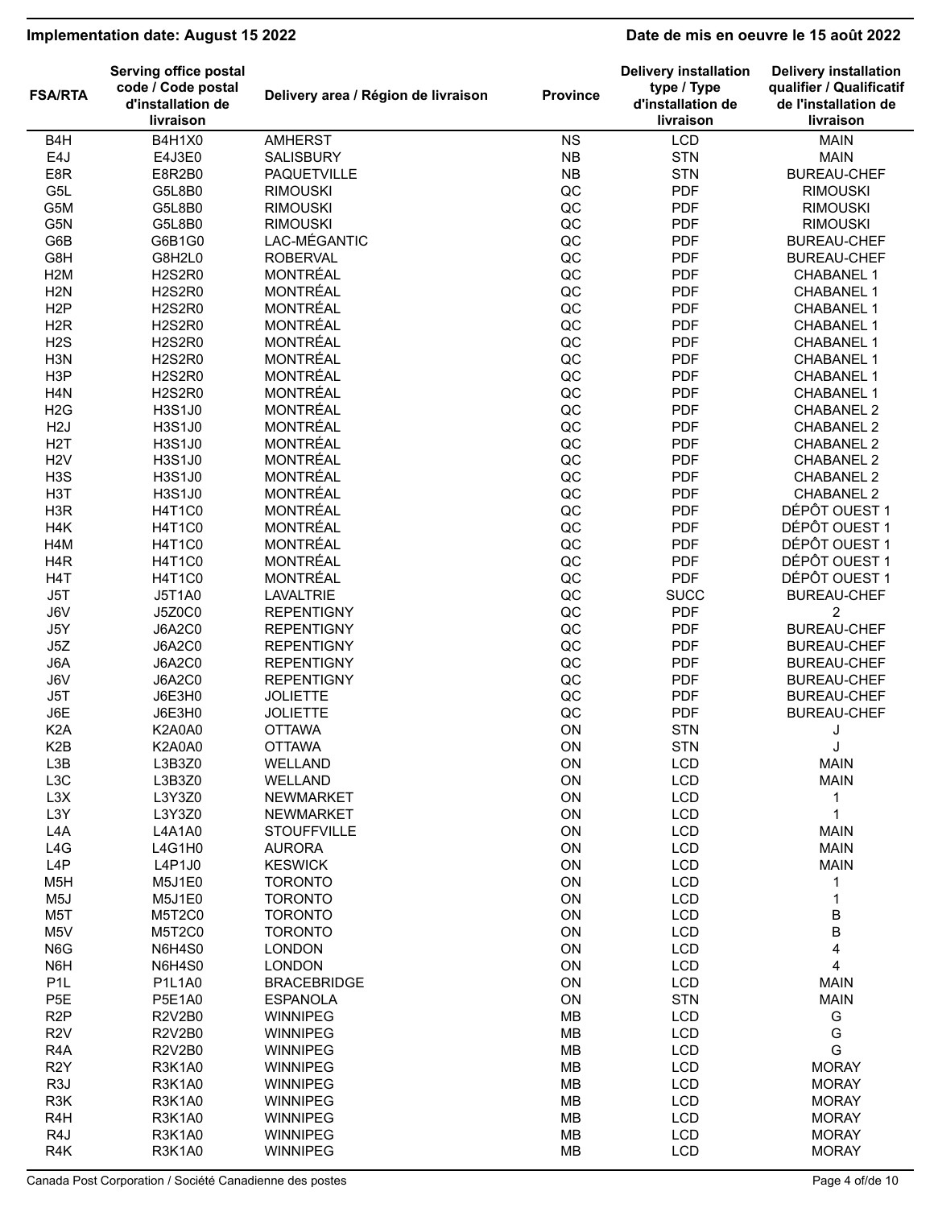Implementation date: August 15 2022

Date de mis en oeuvre le 15 août 2022

| FSA/RTA | Serving office postal code / Code postal d'installation de livraison | Delivery area / Région de livraison | Province | Delivery installation type / Type d'installation de livraison | Delivery installation qualifier / Qualificatif de l'installation de livraison |
|---|---|---|---|---|---|
| B4H | B4H1X0 | AMHERST | NS | LCD | MAIN |
| E4J | E4J3E0 | SALISBURY | NB | STN | MAIN |
| E8R | E8R2B0 | PAQUETVILLE | NB | STN | BUREAU-CHEF |
| G5L | G5L8B0 | RIMOUSKI | QC | PDF | RIMOUSKI |
| G5M | G5L8B0 | RIMOUSKI | QC | PDF | RIMOUSKI |
| G5N | G5L8B0 | RIMOUSKI | QC | PDF | RIMOUSKI |
| G6B | G6B1G0 | LAC-MÉGANTIC | QC | PDF | BUREAU-CHEF |
| G8H | G8H2L0 | ROBERVAL | QC | PDF | BUREAU-CHEF |
| H2M | H2S2R0 | MONTRÉAL | QC | PDF | CHABANEL 1 |
| H2N | H2S2R0 | MONTRÉAL | QC | PDF | CHABANEL 1 |
| H2P | H2S2R0 | MONTRÉAL | QC | PDF | CHABANEL 1 |
| H2R | H2S2R0 | MONTRÉAL | QC | PDF | CHABANEL 1 |
| H2S | H2S2R0 | MONTRÉAL | QC | PDF | CHABANEL 1 |
| H3N | H2S2R0 | MONTRÉAL | QC | PDF | CHABANEL 1 |
| H3P | H2S2R0 | MONTRÉAL | QC | PDF | CHABANEL 1 |
| H4N | H2S2R0 | MONTRÉAL | QC | PDF | CHABANEL 1 |
| H2G | H3S1J0 | MONTRÉAL | QC | PDF | CHABANEL 2 |
| H2J | H3S1J0 | MONTRÉAL | QC | PDF | CHABANEL 2 |
| H2T | H3S1J0 | MONTRÉAL | QC | PDF | CHABANEL 2 |
| H2V | H3S1J0 | MONTRÉAL | QC | PDF | CHABANEL 2 |
| H3S | H3S1J0 | MONTRÉAL | QC | PDF | CHABANEL 2 |
| H3T | H3S1J0 | MONTRÉAL | QC | PDF | CHABANEL 2 |
| H3R | H4T1C0 | MONTRÉAL | QC | PDF | DÉPÔT OUEST 1 |
| H4K | H4T1C0 | MONTRÉAL | QC | PDF | DÉPÔT OUEST 1 |
| H4M | H4T1C0 | MONTRÉAL | QC | PDF | DÉPÔT OUEST 1 |
| H4R | H4T1C0 | MONTRÉAL | QC | PDF | DÉPÔT OUEST 1 |
| H4T | H4T1C0 | MONTRÉAL | QC | PDF | DÉPÔT OUEST 1 |
| J5T | J5T1A0 | LAVALTRIE | QC | SUCC | BUREAU-CHEF |
| J6V | J5Z0C0 | REPENTIGNY | QC | PDF | 2 |
| J5Y | J6A2C0 | REPENTIGNY | QC | PDF | BUREAU-CHEF |
| J5Z | J6A2C0 | REPENTIGNY | QC | PDF | BUREAU-CHEF |
| J6A | J6A2C0 | REPENTIGNY | QC | PDF | BUREAU-CHEF |
| J6V | J6A2C0 | REPENTIGNY | QC | PDF | BUREAU-CHEF |
| J5T | J6E3H0 | JOLIETTE | QC | PDF | BUREAU-CHEF |
| J6E | J6E3H0 | JOLIETTE | QC | PDF | BUREAU-CHEF |
| K2A | K2A0A0 | OTTAWA | ON | STN | J |
| K2B | K2A0A0 | OTTAWA | ON | STN | J |
| L3B | L3B3Z0 | WELLAND | ON | LCD | MAIN |
| L3C | L3B3Z0 | WELLAND | ON | LCD | MAIN |
| L3X | L3Y3Z0 | NEWMARKET | ON | LCD | 1 |
| L3Y | L3Y3Z0 | NEWMARKET | ON | LCD | 1 |
| L4A | L4A1A0 | STOUFFVILLE | ON | LCD | MAIN |
| L4G | L4G1H0 | AURORA | ON | LCD | MAIN |
| L4P | L4P1J0 | KESWICK | ON | LCD | MAIN |
| M5H | M5J1E0 | TORONTO | ON | LCD | 1 |
| M5J | M5J1E0 | TORONTO | ON | LCD | 1 |
| M5T | M5T2C0 | TORONTO | ON | LCD | B |
| M5V | M5T2C0 | TORONTO | ON | LCD | B |
| N6G | N6H4S0 | LONDON | ON | LCD | 4 |
| N6H | N6H4S0 | LONDON | ON | LCD | 4 |
| P1L | P1L1A0 | BRACEBRIDGE | ON | LCD | MAIN |
| P5E | P5E1A0 | ESPANOLA | ON | STN | MAIN |
| R2P | R2V2B0 | WINNIPEG | MB | LCD | G |
| R2V | R2V2B0 | WINNIPEG | MB | LCD | G |
| R4A | R2V2B0 | WINNIPEG | MB | LCD | G |
| R2Y | R3K1A0 | WINNIPEG | MB | LCD | MORAY |
| R3J | R3K1A0 | WINNIPEG | MB | LCD | MORAY |
| R3K | R3K1A0 | WINNIPEG | MB | LCD | MORAY |
| R4H | R3K1A0 | WINNIPEG | MB | LCD | MORAY |
| R4J | R3K1A0 | WINNIPEG | MB | LCD | MORAY |
| R4K | R3K1A0 | WINNIPEG | MB | LCD | MORAY |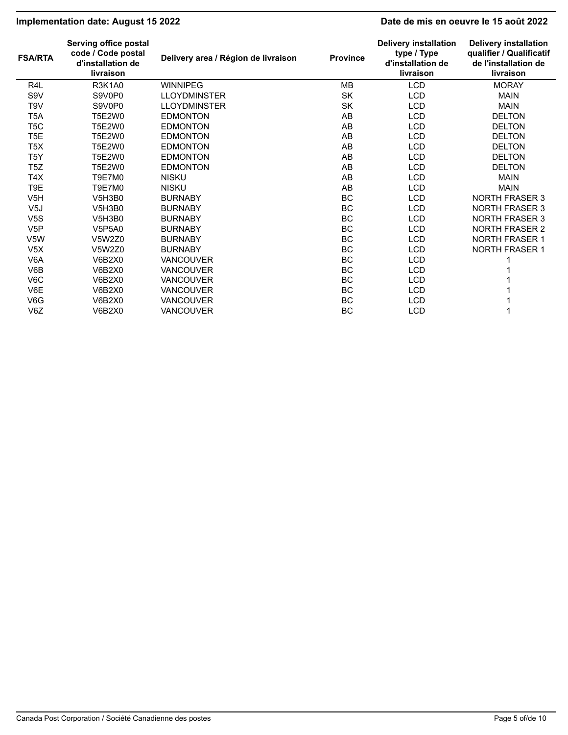**Implementation date: August 15 2022** | **Date de mis en oeuvre le 15 août 2022**

| FSA/RTA | Serving office postal code / Code postal d'installation de livraison | Delivery area / Région de livraison | Province | Delivery installation type / Type d'installation de livraison | Delivery installation qualifier / Qualificatif de l'installation de livraison |
|---|---|---|---|---|---|
| R4L | R3K1A0 | WINNIPEG | MB | LCD | MORAY |
| S9V | S9V0P0 | LLOYDMINSTER | SK | LCD | MAIN |
| T9V | S9V0P0 | LLOYDMINSTER | SK | LCD | MAIN |
| T5A | T5E2W0 | EDMONTON | AB | LCD | DELTON |
| T5C | T5E2W0 | EDMONTON | AB | LCD | DELTON |
| T5E | T5E2W0 | EDMONTON | AB | LCD | DELTON |
| T5X | T5E2W0 | EDMONTON | AB | LCD | DELTON |
| T5Y | T5E2W0 | EDMONTON | AB | LCD | DELTON |
| T5Z | T5E2W0 | EDMONTON | AB | LCD | DELTON |
| T4X | T9E7M0 | NISKU | AB | LCD | MAIN |
| T9E | T9E7M0 | NISKU | AB | LCD | MAIN |
| V5H | V5H3B0 | BURNABY | BC | LCD | NORTH FRASER 3 |
| V5J | V5H3B0 | BURNABY | BC | LCD | NORTH FRASER 3 |
| V5S | V5H3B0 | BURNABY | BC | LCD | NORTH FRASER 3 |
| V5P | V5P5A0 | BURNABY | BC | LCD | NORTH FRASER 2 |
| V5W | V5W2Z0 | BURNABY | BC | LCD | NORTH FRASER 1 |
| V5X | V5W2Z0 | BURNABY | BC | LCD | NORTH FRASER 1 |
| V6A | V6B2X0 | VANCOUVER | BC | LCD | 1 |
| V6B | V6B2X0 | VANCOUVER | BC | LCD | 1 |
| V6C | V6B2X0 | VANCOUVER | BC | LCD | 1 |
| V6E | V6B2X0 | VANCOUVER | BC | LCD | 1 |
| V6G | V6B2X0 | VANCOUVER | BC | LCD | 1 |
| V6Z | V6B2X0 | VANCOUVER | BC | LCD | 1 |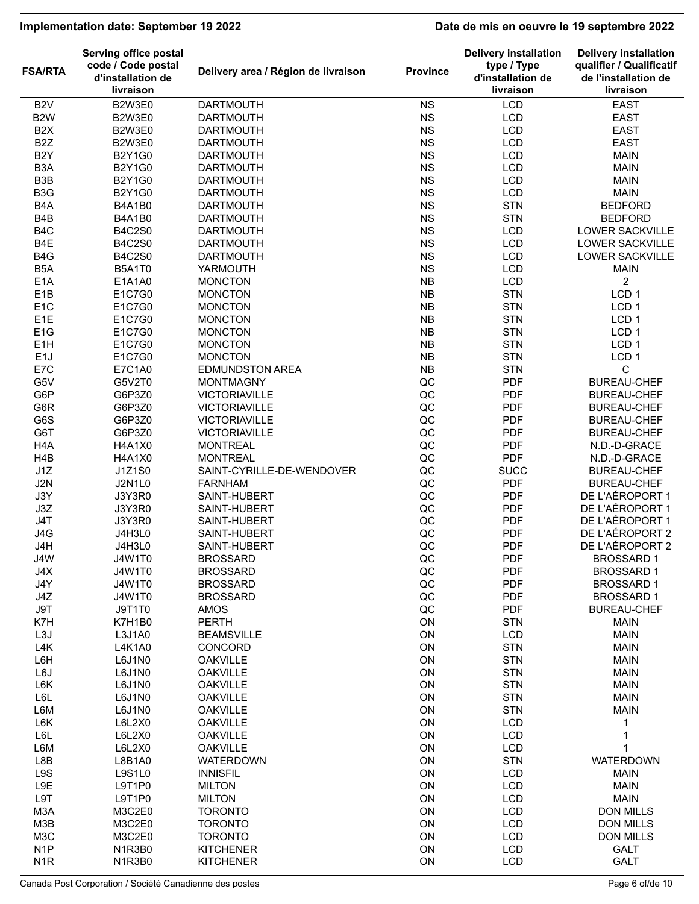**Implementation date: September 19 2022** | **Date de mis en oeuvre le 19 septembre 2022**

| FSA/RTA | Serving office postal code / Code postal d'installation de livraison | Delivery area / Région de livraison | Province | Delivery installation type / Type d'installation de livraison | Delivery installation qualifier / Qualificatif de l'installation de livraison |
|---|---|---|---|---|---|
| B2V | B2W3E0 | DARTMOUTH | NS | LCD | EAST |
| B2W | B2W3E0 | DARTMOUTH | NS | LCD | EAST |
| B2X | B2W3E0 | DARTMOUTH | NS | LCD | EAST |
| B2Z | B2W3E0 | DARTMOUTH | NS | LCD | EAST |
| B2Y | B2Y1G0 | DARTMOUTH | NS | LCD | MAIN |
| B3A | B2Y1G0 | DARTMOUTH | NS | LCD | MAIN |
| B3B | B2Y1G0 | DARTMOUTH | NS | LCD | MAIN |
| B3G | B2Y1G0 | DARTMOUTH | NS | LCD | MAIN |
| B4A | B4A1B0 | DARTMOUTH | NS | STN | BEDFORD |
| B4B | B4A1B0 | DARTMOUTH | NS | STN | BEDFORD |
| B4C | B4C2S0 | DARTMOUTH | NS | LCD | LOWER SACKVILLE |
| B4E | B4C2S0 | DARTMOUTH | NS | LCD | LOWER SACKVILLE |
| B4G | B4C2S0 | DARTMOUTH | NS | LCD | LOWER SACKVILLE |
| B5A | B5A1T0 | YARMOUTH | NS | LCD | MAIN |
| E1A | E1A1A0 | MONCTON | NB | LCD | 2 |
| E1B | E1C7G0 | MONCTON | NB | STN | LCD 1 |
| E1C | E1C7G0 | MONCTON | NB | STN | LCD 1 |
| E1E | E1C7G0 | MONCTON | NB | STN | LCD 1 |
| E1G | E1C7G0 | MONCTON | NB | STN | LCD 1 |
| E1H | E1C7G0 | MONCTON | NB | STN | LCD 1 |
| E1J | E1C7G0 | MONCTON | NB | STN | LCD 1 |
| E7C | E7C1A0 | EDMUNDSTON AREA | NB | STN | C |
| G5V | G5V2T0 | MONTMAGNY | QC | PDF | BUREAU-CHEF |
| G6P | G6P3Z0 | VICTORIAVILLE | QC | PDF | BUREAU-CHEF |
| G6R | G6P3Z0 | VICTORIAVILLE | QC | PDF | BUREAU-CHEF |
| G6S | G6P3Z0 | VICTORIAVILLE | QC | PDF | BUREAU-CHEF |
| G6T | G6P3Z0 | VICTORIAVILLE | QC | PDF | BUREAU-CHEF |
| H4A | H4A1X0 | MONTREAL | QC | PDF | N.D.-D-GRACE |
| H4B | H4A1X0 | MONTREAL | QC | PDF | N.D.-D-GRACE |
| J1Z | J1Z1S0 | SAINT-CYRILLE-DE-WENDOVER | QC | SUCC | BUREAU-CHEF |
| J2N | J2N1L0 | FARNHAM | QC | PDF | BUREAU-CHEF |
| J3Y | J3Y3R0 | SAINT-HUBERT | QC | PDF | DE L'AÉROPORT 1 |
| J3Z | J3Y3R0 | SAINT-HUBERT | QC | PDF | DE L'AÉROPORT 1 |
| J4T | J3Y3R0 | SAINT-HUBERT | QC | PDF | DE L'AÉROPORT 1 |
| J4G | J4H3L0 | SAINT-HUBERT | QC | PDF | DE L'AÉROPORT 2 |
| J4H | J4H3L0 | SAINT-HUBERT | QC | PDF | DE L'AÉROPORT 2 |
| J4W | J4W1T0 | BROSSARD | QC | PDF | BROSSARD 1 |
| J4X | J4W1T0 | BROSSARD | QC | PDF | BROSSARD 1 |
| J4Y | J4W1T0 | BROSSARD | QC | PDF | BROSSARD 1 |
| J4Z | J4W1T0 | BROSSARD | QC | PDF | BROSSARD 1 |
| J9T | J9T1T0 | AMOS | QC | PDF | BUREAU-CHEF |
| K7H | K7H1B0 | PERTH | ON | STN | MAIN |
| L3J | L3J1A0 | BEAMSVILLE | ON | LCD | MAIN |
| L4K | L4K1A0 | CONCORD | ON | STN | MAIN |
| L6H | L6J1N0 | OAKVILLE | ON | STN | MAIN |
| L6J | L6J1N0 | OAKVILLE | ON | STN | MAIN |
| L6K | L6J1N0 | OAKVILLE | ON | STN | MAIN |
| L6L | L6J1N0 | OAKVILLE | ON | STN | MAIN |
| L6M | L6J1N0 | OAKVILLE | ON | STN | MAIN |
| L6K | L6L2X0 | OAKVILLE | ON | LCD | 1 |
| L6L | L6L2X0 | OAKVILLE | ON | LCD | 1 |
| L6M | L6L2X0 | OAKVILLE | ON | LCD | 1 |
| L8B | L8B1A0 | WATERDOWN | ON | STN | WATERDOWN |
| L9S | L9S1L0 | INNISFIL | ON | LCD | MAIN |
| L9E | L9T1P0 | MILTON | ON | LCD | MAIN |
| L9T | L9T1P0 | MILTON | ON | LCD | MAIN |
| M3A | M3C2E0 | TORONTO | ON | LCD | DON MILLS |
| M3B | M3C2E0 | TORONTO | ON | LCD | DON MILLS |
| M3C | M3C2E0 | TORONTO | ON | LCD | DON MILLS |
| N1P | N1R3B0 | KITCHENER | ON | LCD | GALT |
| N1R | N1R3B0 | KITCHENER | ON | LCD | GALT |

Canada Post Corporation / Société Canadienne des postes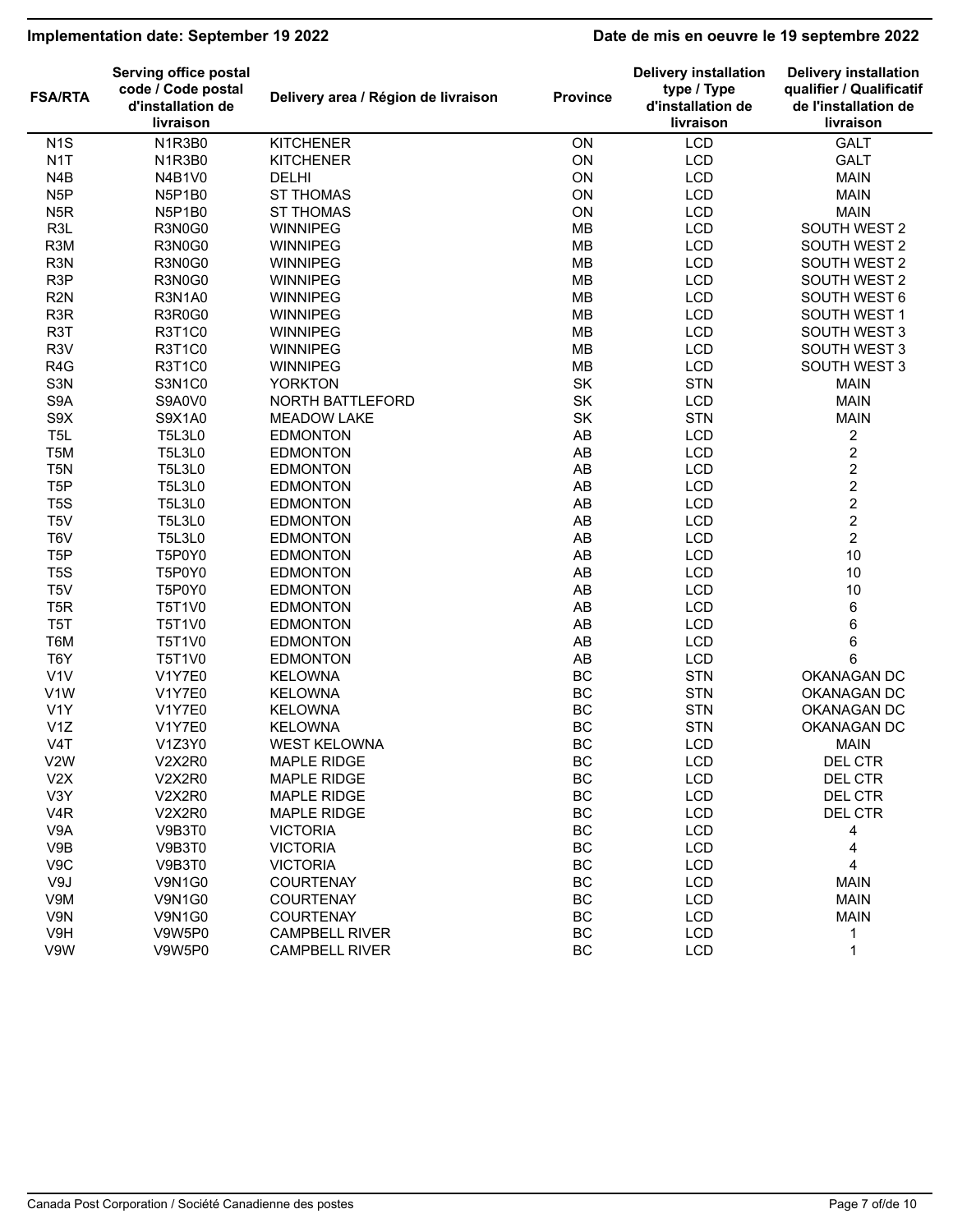Implementation date: September 19 2022 | Date de mis en oeuvre le 19 septembre 2022

| FSA/RTA | Serving office postal code / Code postal d'installation de livraison | Delivery area / Région de livraison | Province | Delivery installation type / Type d'installation de livraison | Delivery installation qualifier / Qualificatif de l'installation de livraison |
|---|---|---|---|---|---|
| N1S | N1R3B0 | KITCHENER | ON | LCD | GALT |
| N1T | N1R3B0 | KITCHENER | ON | LCD | GALT |
| N4B | N4B1V0 | DELHI | ON | LCD | MAIN |
| N5P | N5P1B0 | ST THOMAS | ON | LCD | MAIN |
| N5R | N5P1B0 | ST THOMAS | ON | LCD | MAIN |
| R3L | R3N0G0 | WINNIPEG | MB | LCD | SOUTH WEST 2 |
| R3M | R3N0G0 | WINNIPEG | MB | LCD | SOUTH WEST 2 |
| R3N | R3N0G0 | WINNIPEG | MB | LCD | SOUTH WEST 2 |
| R3P | R3N0G0 | WINNIPEG | MB | LCD | SOUTH WEST 2 |
| R2N | R3N1A0 | WINNIPEG | MB | LCD | SOUTH WEST 6 |
| R3R | R3R0G0 | WINNIPEG | MB | LCD | SOUTH WEST 1 |
| R3T | R3T1C0 | WINNIPEG | MB | LCD | SOUTH WEST 3 |
| R3V | R3T1C0 | WINNIPEG | MB | LCD | SOUTH WEST 3 |
| R4G | R3T1C0 | WINNIPEG | MB | LCD | SOUTH WEST 3 |
| S3N | S3N1C0 | YORKTON | SK | STN | MAIN |
| S9A | S9A0V0 | NORTH BATTLEFORD | SK | LCD | MAIN |
| S9X | S9X1A0 | MEADOW LAKE | SK | STN | MAIN |
| T5L | T5L3L0 | EDMONTON | AB | LCD | 2 |
| T5M | T5L3L0 | EDMONTON | AB | LCD | 2 |
| T5N | T5L3L0 | EDMONTON | AB | LCD | 2 |
| T5P | T5L3L0 | EDMONTON | AB | LCD | 2 |
| T5S | T5L3L0 | EDMONTON | AB | LCD | 2 |
| T5V | T5L3L0 | EDMONTON | AB | LCD | 2 |
| T6V | T5L3L0 | EDMONTON | AB | LCD | 2 |
| T5P | T5P0Y0 | EDMONTON | AB | LCD | 10 |
| T5S | T5P0Y0 | EDMONTON | AB | LCD | 10 |
| T5V | T5P0Y0 | EDMONTON | AB | LCD | 10 |
| T5R | T5T1V0 | EDMONTON | AB | LCD | 6 |
| T5T | T5T1V0 | EDMONTON | AB | LCD | 6 |
| T6M | T5T1V0 | EDMONTON | AB | LCD | 6 |
| T6Y | T5T1V0 | EDMONTON | AB | LCD | 6 |
| V1V | V1Y7E0 | KELOWNA | BC | STN | OKANAGAN DC |
| V1W | V1Y7E0 | KELOWNA | BC | STN | OKANAGAN DC |
| V1Y | V1Y7E0 | KELOWNA | BC | STN | OKANAGAN DC |
| V1Z | V1Y7E0 | KELOWNA | BC | STN | OKANAGAN DC |
| V4T | V1Z3Y0 | WEST KELOWNA | BC | LCD | MAIN |
| V2W | V2X2R0 | MAPLE RIDGE | BC | LCD | DEL CTR |
| V2X | V2X2R0 | MAPLE RIDGE | BC | LCD | DEL CTR |
| V3Y | V2X2R0 | MAPLE RIDGE | BC | LCD | DEL CTR |
| V4R | V2X2R0 | MAPLE RIDGE | BC | LCD | DEL CTR |
| V9A | V9B3T0 | VICTORIA | BC | LCD | 4 |
| V9B | V9B3T0 | VICTORIA | BC | LCD | 4 |
| V9C | V9B3T0 | VICTORIA | BC | LCD | 4 |
| V9J | V9N1G0 | COURTENAY | BC | LCD | MAIN |
| V9M | V9N1G0 | COURTENAY | BC | LCD | MAIN |
| V9N | V9N1G0 | COURTENAY | BC | LCD | MAIN |
| V9H | V9W5P0 | CAMPBELL RIVER | BC | LCD | 1 |
| V9W | V9W5P0 | CAMPBELL RIVER | BC | LCD | 1 |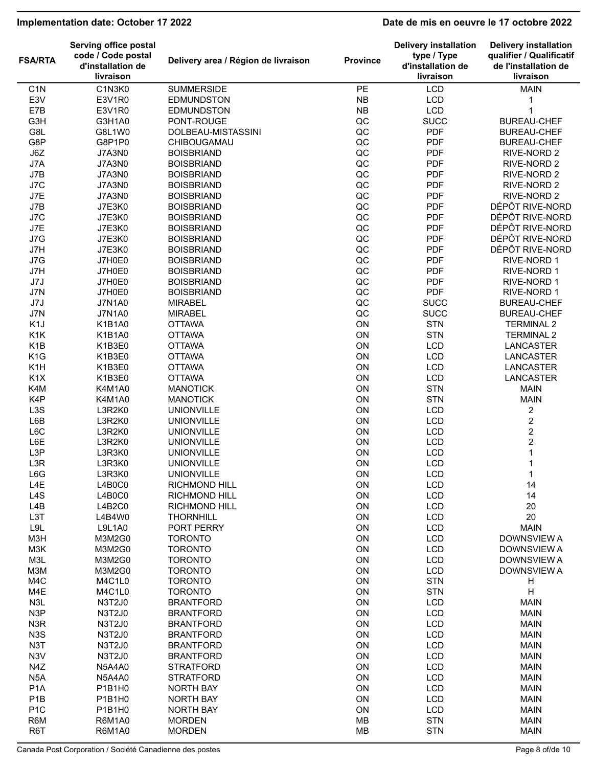Implementation date: October 17 2022

Date de mis en oeuvre le 17 octobre 2022

| FSA/RTA | Serving office postal code / Code postal d'installation de livraison | Delivery area / Région de livraison | Province | Delivery installation type / Type d'installation de livraison | Delivery installation qualifier / Qualificatif de l'installation de livraison |
|---|---|---|---|---|---|
| C1N | C1N3K0 | SUMMERSIDE | PE | LCD | MAIN |
| E3V | E3V1R0 | EDMUNDSTON | NB | LCD | 1 |
| E7B | E3V1R0 | EDMUNDSTON | NB | LCD | 1 |
| G3H | G3H1A0 | PONT-ROUGE | QC | SUCC | BUREAU-CHEF |
| G8L | G8L1W0 | DOLBEAU-MISTASSINI | QC | PDF | BUREAU-CHEF |
| G8P | G8P1P0 | CHIBOUGAMAU | QC | PDF | BUREAU-CHEF |
| J6Z | J7A3N0 | BOISBRIAND | QC | PDF | RIVE-NORD 2 |
| J7A | J7A3N0 | BOISBRIAND | QC | PDF | RIVE-NORD 2 |
| J7B | J7A3N0 | BOISBRIAND | QC | PDF | RIVE-NORD 2 |
| J7C | J7A3N0 | BOISBRIAND | QC | PDF | RIVE-NORD 2 |
| J7E | J7A3N0 | BOISBRIAND | QC | PDF | RIVE-NORD 2 |
| J7B | J7E3K0 | BOISBRIAND | QC | PDF | DÉPÔT RIVE-NORD |
| J7C | J7E3K0 | BOISBRIAND | QC | PDF | DÉPÔT RIVE-NORD |
| J7E | J7E3K0 | BOISBRIAND | QC | PDF | DÉPÔT RIVE-NORD |
| J7G | J7E3K0 | BOISBRIAND | QC | PDF | DÉPÔT RIVE-NORD |
| J7H | J7E3K0 | BOISBRIAND | QC | PDF | DÉPÔT RIVE-NORD |
| J7G | J7H0E0 | BOISBRIAND | QC | PDF | RIVE-NORD 1 |
| J7H | J7H0E0 | BOISBRIAND | QC | PDF | RIVE-NORD 1 |
| J7J | J7H0E0 | BOISBRIAND | QC | PDF | RIVE-NORD 1 |
| J7N | J7H0E0 | BOISBRIAND | QC | PDF | RIVE-NORD 1 |
| J7J | J7N1A0 | MIRABEL | QC | SUCC | BUREAU-CHEF |
| J7N | J7N1A0 | MIRABEL | QC | SUCC | BUREAU-CHEF |
| K1J | K1B1A0 | OTTAWA | ON | STN | TERMINAL 2 |
| K1K | K1B1A0 | OTTAWA | ON | STN | TERMINAL 2 |
| K1B | K1B3E0 | OTTAWA | ON | LCD | LANCASTER |
| K1G | K1B3E0 | OTTAWA | ON | LCD | LANCASTER |
| K1H | K1B3E0 | OTTAWA | ON | LCD | LANCASTER |
| K1X | K1B3E0 | OTTAWA | ON | LCD | LANCASTER |
| K4M | K4M1A0 | MANOTICK | ON | STN | MAIN |
| K4P | K4M1A0 | MANOTICK | ON | STN | MAIN |
| L3S | L3R2K0 | UNIONVILLE | ON | LCD | 2 |
| L6B | L3R2K0 | UNIONVILLE | ON | LCD | 2 |
| L6C | L3R2K0 | UNIONVILLE | ON | LCD | 2 |
| L6E | L3R2K0 | UNIONVILLE | ON | LCD | 2 |
| L3P | L3R3K0 | UNIONVILLE | ON | LCD | 1 |
| L3R | L3R3K0 | UNIONVILLE | ON | LCD | 1 |
| L6G | L3R3K0 | UNIONVILLE | ON | LCD | 1 |
| L4E | L4B0C0 | RICHMOND HILL | ON | LCD | 14 |
| L4S | L4B0C0 | RICHMOND HILL | ON | LCD | 14 |
| L4B | L4B2C0 | RICHMOND HILL | ON | LCD | 20 |
| L3T | L4B4W0 | THORNHILL | ON | LCD | 20 |
| L9L | L9L1A0 | PORT PERRY | ON | LCD | MAIN |
| M3H | M3M2G0 | TORONTO | ON | LCD | DOWNSVIEW A |
| M3K | M3M2G0 | TORONTO | ON | LCD | DOWNSVIEW A |
| M3L | M3M2G0 | TORONTO | ON | LCD | DOWNSVIEW A |
| M3M | M3M2G0 | TORONTO | ON | LCD | DOWNSVIEW A |
| M4C | M4C1L0 | TORONTO | ON | STN | H |
| M4E | M4C1L0 | TORONTO | ON | STN | H |
| N3L | N3T2J0 | BRANTFORD | ON | LCD | MAIN |
| N3P | N3T2J0 | BRANTFORD | ON | LCD | MAIN |
| N3R | N3T2J0 | BRANTFORD | ON | LCD | MAIN |
| N3S | N3T2J0 | BRANTFORD | ON | LCD | MAIN |
| N3T | N3T2J0 | BRANTFORD | ON | LCD | MAIN |
| N3V | N3T2J0 | BRANTFORD | ON | LCD | MAIN |
| N4Z | N5A4A0 | STRATFORD | ON | LCD | MAIN |
| N5A | N5A4A0 | STRATFORD | ON | LCD | MAIN |
| P1A | P1B1H0 | NORTH BAY | ON | LCD | MAIN |
| P1B | P1B1H0 | NORTH BAY | ON | LCD | MAIN |
| P1C | P1B1H0 | NORTH BAY | ON | LCD | MAIN |
| R6M | R6M1A0 | MORDEN | MB | STN | MAIN |
| R6T | R6M1A0 | MORDEN | MB | STN | MAIN |

Canada Post Corporation / Société Canadienne des postes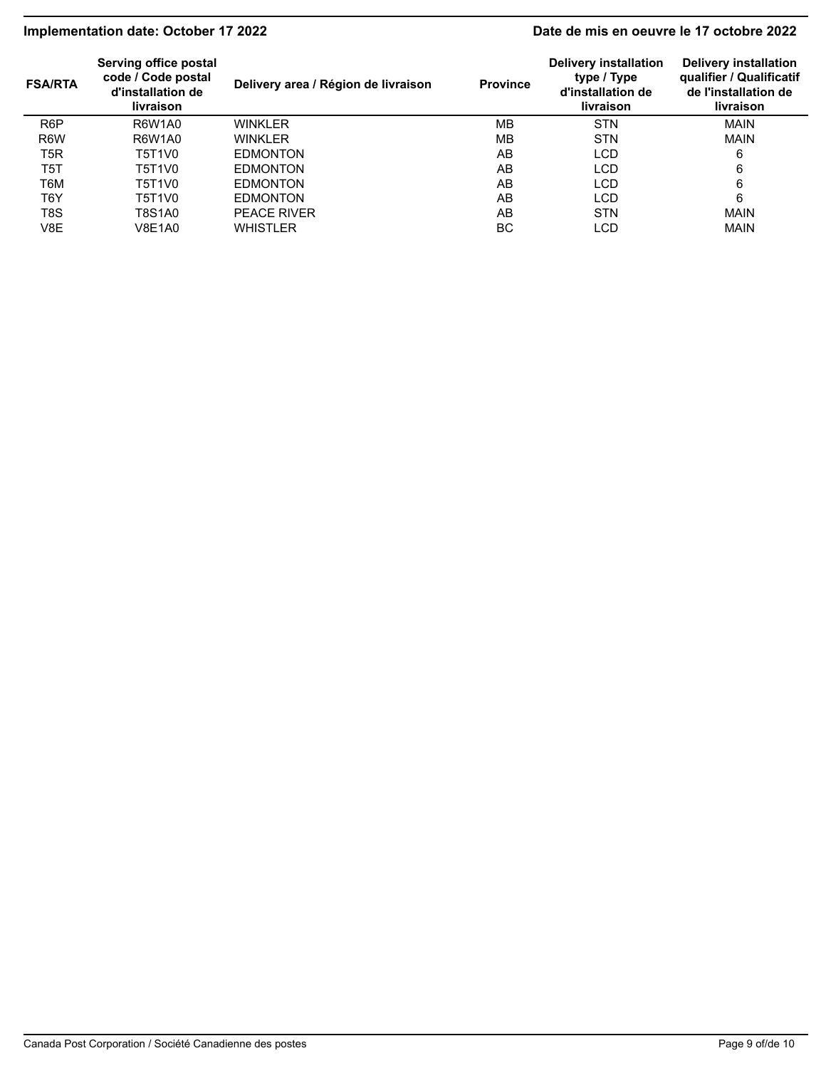| FSA/RTA | Serving office postal code / Code postal d'installation de livraison | Delivery area / Région de livraison | Province | Delivery installation type / Type d'installation de livraison | Delivery installation qualifier / Qualificatif de l'installation de livraison |
|---|---|---|---|---|---|
| R6P | R6W1A0 | WINKLER | MB | STN | MAIN |
| R6W | R6W1A0 | WINKLER | MB | STN | MAIN |
| T5R | T5T1V0 | EDMONTON | AB | LCD | 6 |
| T5T | T5T1V0 | EDMONTON | AB | LCD | 6 |
| T6M | T5T1V0 | EDMONTON | AB | LCD | 6 |
| T6Y | T5T1V0 | EDMONTON | AB | LCD | 6 |
| T8S | T8S1A0 | PEACE RIVER | AB | STN | MAIN |
| V8E | V8E1A0 | WHISTLER | BC | LCD | MAIN |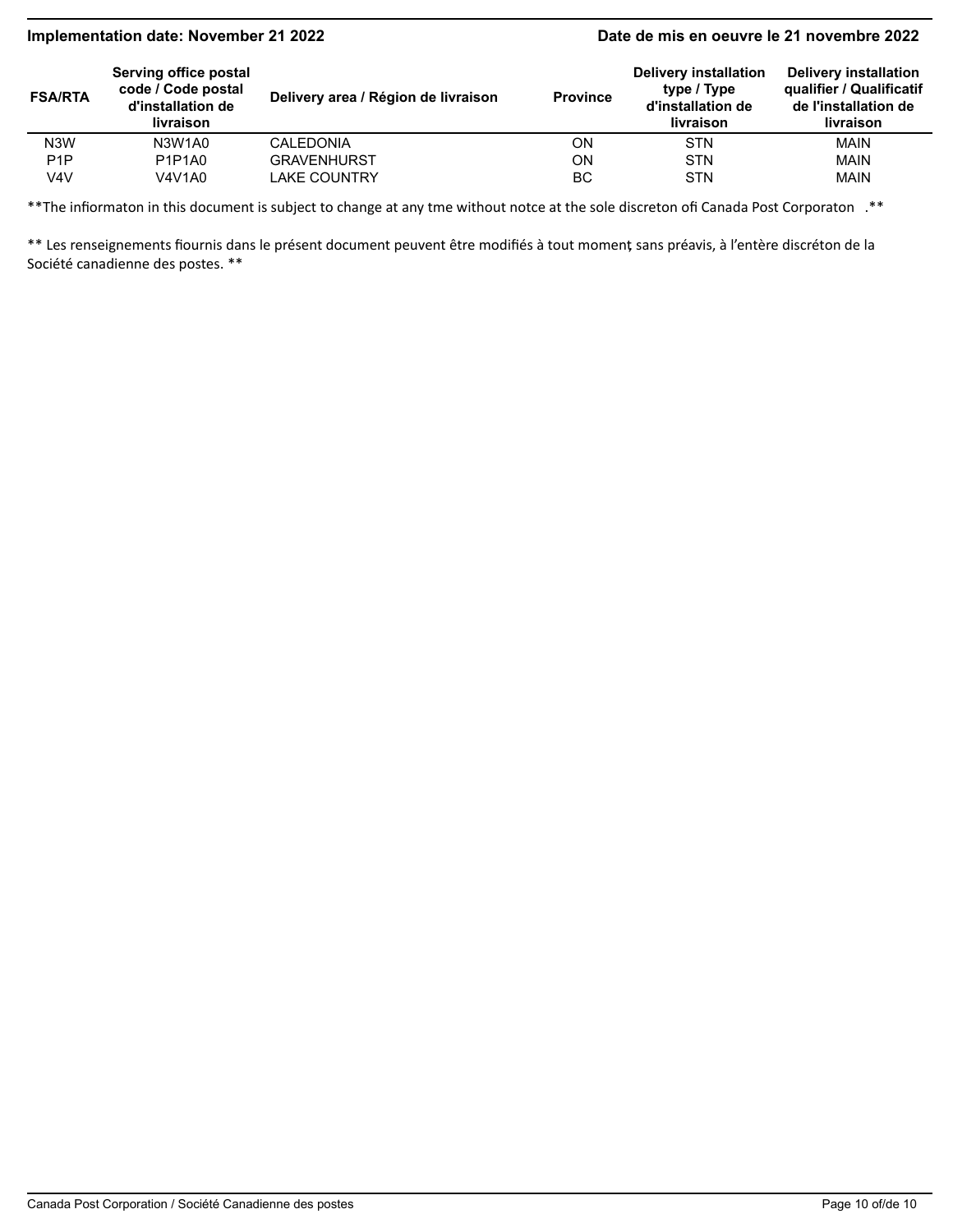| FSA/RTA | Serving office postal code / Code postal d'installation de livraison | Delivery area / Région de livraison | Province | Delivery installation type / Type d'installation de livraison | Delivery installation qualifier / Qualificatif de l'installation de livraison |
|---|---|---|---|---|---|
| N3W | N3W1A0 | CALEDONIA | ON | STN | MAIN |
| P1P | P1P1A0 | GRAVENHURST | ON | STN | MAIN |
| V4V | V4V1A0 | LAKE COUNTRY | BC | STN | MAIN |

**The infiormaton in this document is subject to change at any tme without notce at the sole discreton ofi Canada Post Corporaton .**

** Les renseignements fiournis dans le présent document peuvent être modifiés à tout moment, sans préavis, à l'entère discréton de la Société canadienne des postes. **